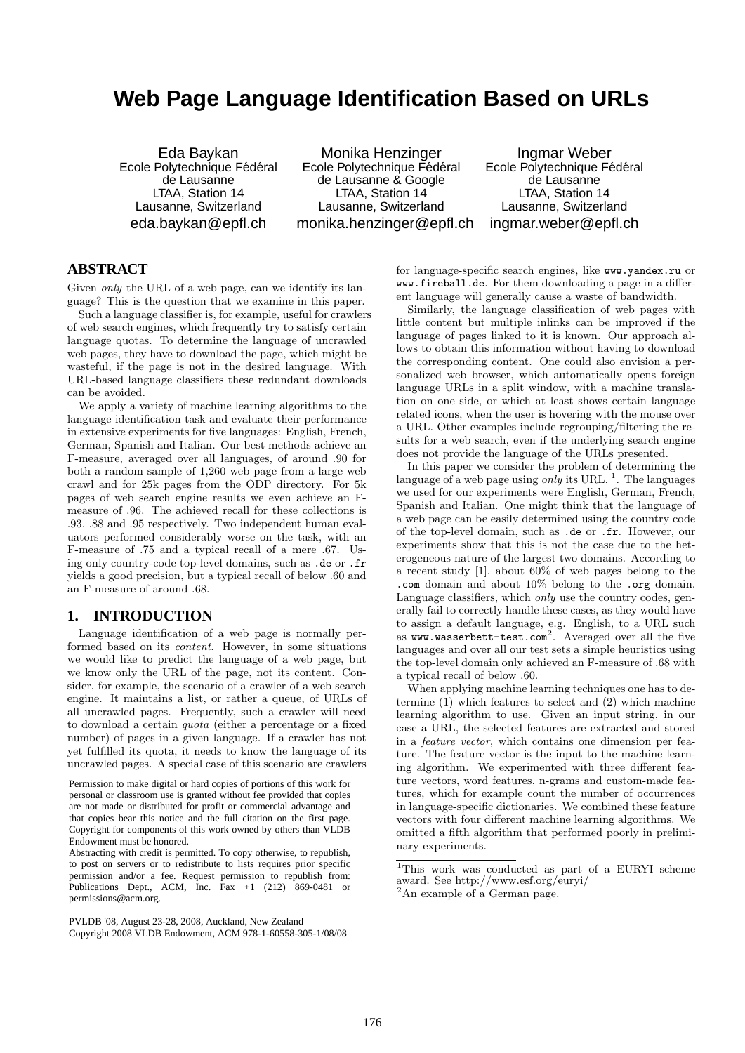# Web Page Language Identification Based on URLs

Eda Baykan
Ecole Polytechnique Fédéral de Lausanne
LTAA, Station 14
Lausanne, Switzerland
eda.baykan@epfl.ch

Monika Henzinger
Ecole Polytechnique Fédéral de Lausanne & Google
LTAA, Station 14
Lausanne, Switzerland
monika.henzinger@epfl.ch

Ingmar Weber
Ecole Polytechnique Fédéral de Lausanne
LTAA, Station 14
Lausanne, Switzerland
ingmar.weber@epfl.ch

## ABSTRACT

Given *only* the URL of a web page, can we identify its language? This is the question that we examine in this paper.

Such a language classifier is, for example, useful for crawlers of web search engines, which frequently try to satisfy certain language quotas. To determine the language of uncrawled web pages, they have to download the page, which might be wasteful, if the page is not in the desired language. With URL-based language classifiers these redundant downloads can be avoided.

We apply a variety of machine learning algorithms to the language identification task and evaluate their performance in extensive experiments for five languages: English, French, German, Spanish and Italian. Our best methods achieve an F-measure, averaged over all languages, of around .90 for both a random sample of 1,260 web page from a large web crawl and for 25k pages from the ODP directory. For 5k pages of web search engine results we even achieve an F-measure of .96. The achieved recall for these collections is .93, .88 and .95 respectively. Two independent human evaluators performed considerably worse on the task, with an F-measure of .75 and a typical recall of a mere .67. Using only country-code top-level domains, such as `.de` or `.fr` yields a good precision, but a typical recall of below .60 and an F-measure of around .68.

## 1. INTRODUCTION

Language identification of a web page is normally performed based on its *content*. However, in some situations we would like to predict the language of a web page, but we know only the URL of the page, not its content. Consider, for example, the scenario of a crawler of a web search engine. It maintains a list, or rather a queue, of URLs of all uncrawled pages. Frequently, such a crawler will need to download a certain *quota* (either a percentage or a fixed number) of pages in a given language. If a crawler has not yet fulfilled its quota, it needs to know the language of its uncrawled pages. A special case of this scenario are crawlers for language-specific search engines, like `www.yandex.ru` or `www.fireball.de`. For them downloading a page in a different language will generally cause a waste of bandwidth.

Similarly, the language classification of web pages with little content but multiple inlinks can be improved if the language of pages linked to it is known. Our approach allows to obtain this information without having to download the corresponding content. One could also envision a personalized web browser, which automatically opens foreign language URLs in a split window, with a machine translation on one side, or which at least shows certain language related icons, when the user is hovering with the mouse over a URL. Other examples include regrouping/filtering the results for a web search, even if the underlying search engine does not provide the language of the URLs presented.

In this paper we consider the problem of determining the language of a web page using *only* its URL. [1]. The languages we used for our experiments were English, German, French, Spanish and Italian. One might think that the language of a web page can be easily determined using the country code of the top-level domain, such as `.de` or `.fr`. However, our experiments show that this is not the case due to the heterogeneous nature of the largest two domains. According to a recent study [1], about 60% of web pages belong to the `.com` domain and about 10% belong to the `.org` domain. Language classifiers, which *only* use the country codes, generally fail to correctly handle these cases, as they would have to assign a default language, e.g. English, to a URL such as `www.wasserbett-test.com`[2]. Averaged over all the five languages and over all our test sets a simple heuristics using the top-level domain only achieved an F-measure of .68 with a typical recall of below .60.

When applying machine learning techniques one has to determine (1) which features to select and (2) which machine learning algorithm to use. Given an input string, in our case a URL, the selected features are extracted and stored in a *feature vector*, which contains one dimension per feature. The feature vector is the input to the machine learning algorithm. We experimented with three different feature vectors, word features, n-grams and custom-made features, which for example count the number of occurrences in language-specific dictionaries. We combined these feature vectors with four different machine learning algorithms. We omitted a fifth algorithm that performed poorly in preliminary experiments.

[1]This work was conducted as part of a EURYI scheme award. See http://www.esf.org/euryi/

[2]An example of a German page.

Permission to make digital or hard copies of portions of this work for personal or classroom use is granted without fee provided that copies are not made or distributed for profit or commercial advantage and that copies bear this notice and the full citation on the first page. Copyright for components of this work owned by others than VLDB Endowment must be honored.
Abstracting with credit is permitted. To copy otherwise, to republish, to post on servers or to redistribute to lists requires prior specific permission and/or a fee. Request permission to republish from: Publications Dept., ACM, Inc. Fax +1 (212) 869-0481 or permissions@acm.org.

PVLDB '08, August 23-28, 2008, Auckland, New Zealand
Copyright 2008 VLDB Endowment, ACM 978-1-60558-305-1/08/08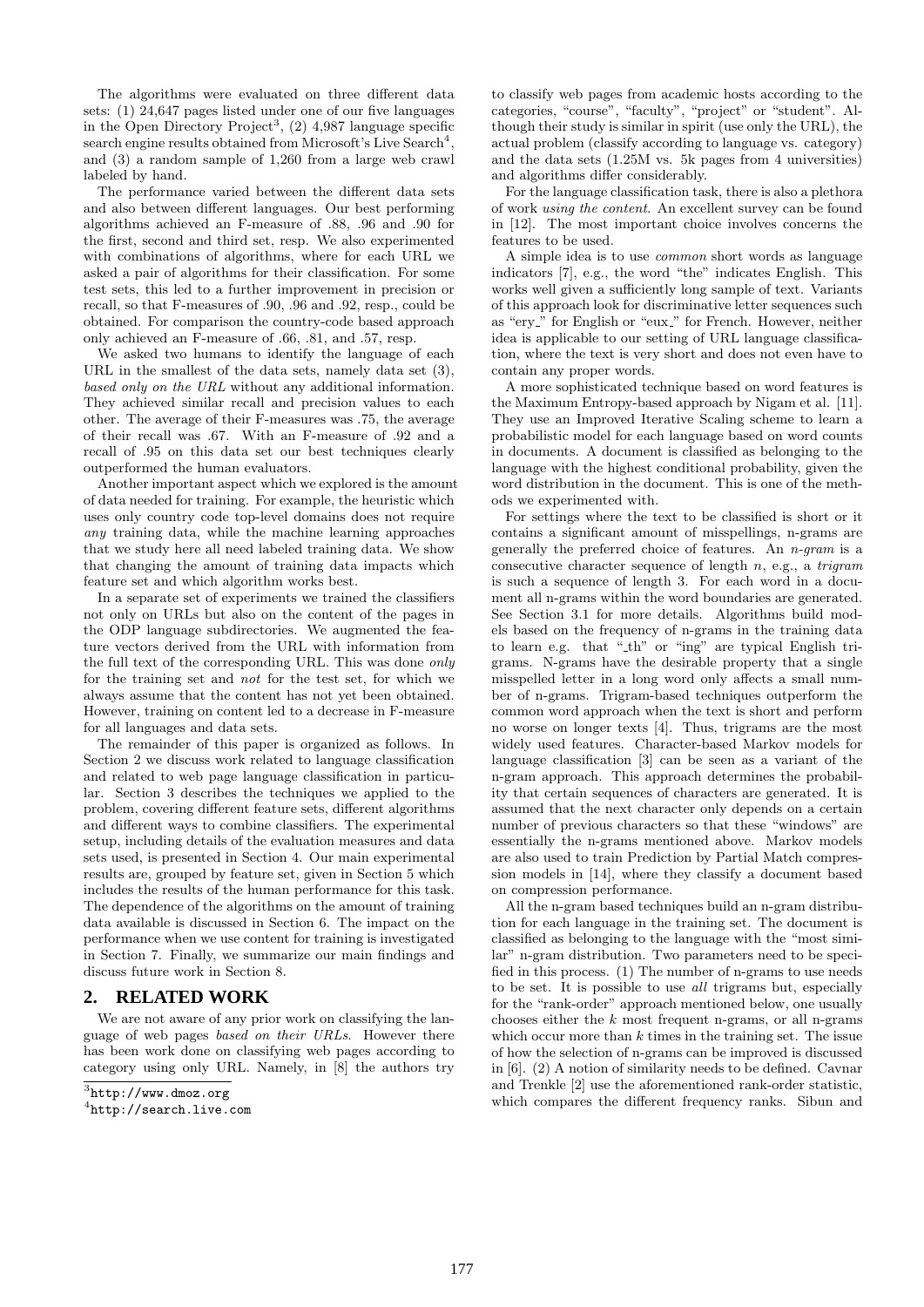The algorithms were evaluated on three different data sets: (1) 24,647 pages listed under one of our five languages in the Open Directory Project[3], (2) 4,987 language specific search engine results obtained from Microsoft's Live Search[4], and (3) a random sample of 1,260 from a large web crawl labeled by hand.

The performance varied between the different data sets and also between different languages. Our best performing algorithms achieved an F-measure of .88, .96 and .90 for the first, second and third set, resp. We also experimented with combinations of algorithms, where for each URL we asked a pair of algorithms for their classification. For some test sets, this led to a further improvement in precision or recall, so that F-measures of .90, .96 and .92, resp., could be obtained. For comparison the country-code based approach only achieved an F-measure of .66, .81, and .57, resp.

We asked two humans to identify the language of each URL in the smallest of the data sets, namely data set (3), *based only on the URL* without any additional information. They achieved similar recall and precision values to each other. The average of their F-measures was .75, the average of their recall was .67. With an F-measure of .92 and a recall of .95 on this data set our best techniques clearly outperformed the human evaluators.

Another important aspect which we explored is the amount of data needed for training. For example, the heuristic which uses only country code top-level domains does not require *any* training data, while the machine learning approaches that we study here all need labeled training data. We show that changing the amount of training data impacts which feature set and which algorithm works best.

In a separate set of experiments we trained the classifiers not only on URLs but also on the content of the pages in the ODP language subdirectories. We augmented the feature vectors derived from the URL with information from the full text of the corresponding URL. This was done *only* for the training set and *not* for the test set, for which we always assume that the content has not yet been obtained. However, training on content led to a decrease in F-measure for all languages and data sets.

The remainder of this paper is organized as follows. In Section 2 we discuss work related to language classification and related to web page language classification in particular. Section 3 describes the techniques we applied to the problem, covering different feature sets, different algorithms and different ways to combine classifiers. The experimental setup, including details of the evaluation measures and data sets used, is presented in Section 4. Our main experimental results are, grouped by feature set, given in Section 5 which includes the results of the human performance for this task. The dependence of the algorithms on the amount of training data available is discussed in Section 6. The impact on the performance when we use content for training is investigated in Section 7. Finally, we summarize our main findings and discuss future work in Section 8.

## 2. RELATED WORK

We are not aware of any prior work on classifying the language of web pages *based on their URLs*. However there has been work done on classifying web pages according to category using only URL. Namely, in [8] the authors try to classify web pages from academic hosts according to the categories, "course", "faculty", "project" or "student". Although their study is similar in spirit (use only the URL), the actual problem (classify according to language vs. category) and the data sets (1.25M vs. 5k pages from 4 universities) and algorithms differ considerably.

For the language classification task, there is also a plethora of work *using the content*. An excellent survey can be found in [12]. The most important choice involves concerns the features to be used.

A simple idea is to use *common* short words as language indicators [7], e.g., the word "the" indicates English. This works well given a sufficiently long sample of text. Variants of this approach look for discriminative letter sequences such as "ery_" for English or "eux_" for French. However, neither idea is applicable to our setting of URL language classification, where the text is very short and does not even have to contain any proper words.

A more sophisticated technique based on word features is the Maximum Entropy-based approach by Nigam et al. [11]. They use an Improved Iterative Scaling scheme to learn a probabilistic model for each language based on word counts in documents. A document is classified as belonging to the language with the highest conditional probability, given the word distribution in the document. This is one of the methods we experimented with.

For settings where the text to be classified is short or it contains a significant amount of misspellings, n-grams are generally the preferred choice of features. An *n-gram* is a consecutive character sequence of length $n$, e.g., a *trigram* is such a sequence of length 3. For each word in a document all n-grams within the word boundaries are generated. See Section 3.1 for more details. Algorithms build models based on the frequency of n-grams in the training data to learn e.g. that "_th" or "ing" are typical English trigrams. N-grams have the desirable property that a single misspelled letter in a long word only affects a small number of n-grams. Trigram-based techniques outperform the common word approach when the text is short and perform no worse on longer texts [4]. Thus, trigrams are the most widely used features. Character-based Markov models for language classification [3] can be seen as a variant of the n-gram approach. This approach determines the probability that certain sequences of characters are generated. It is assumed that the next character only depends on a certain number of previous characters so that these "windows" are essentially the n-grams mentioned above. Markov models are also used to train Prediction by Partial Match compression models in [14], where they classify a document based on compression performance.

All the n-gram based techniques build an n-gram distribution for each language in the training set. The document is classified as belonging to the language with the "most similar" n-gram distribution. Two parameters need to be specified in this process. (1) The number of n-grams to use needs to be set. It is possible to use *all* trigrams but, especially for the "rank-order" approach mentioned below, one usually chooses either the $k$ most frequent n-grams, or all n-grams which occur more than $k$ times in the training set. The issue of how the selection of n-grams can be improved is discussed in [6]. (2) A notion of similarity needs to be defined. Cavnar and Trenkle [2] use the aforementioned rank-order statistic, which compares the different frequency ranks. Sibun and

[3] http://www.dmoz.org

[4] http://search.live.com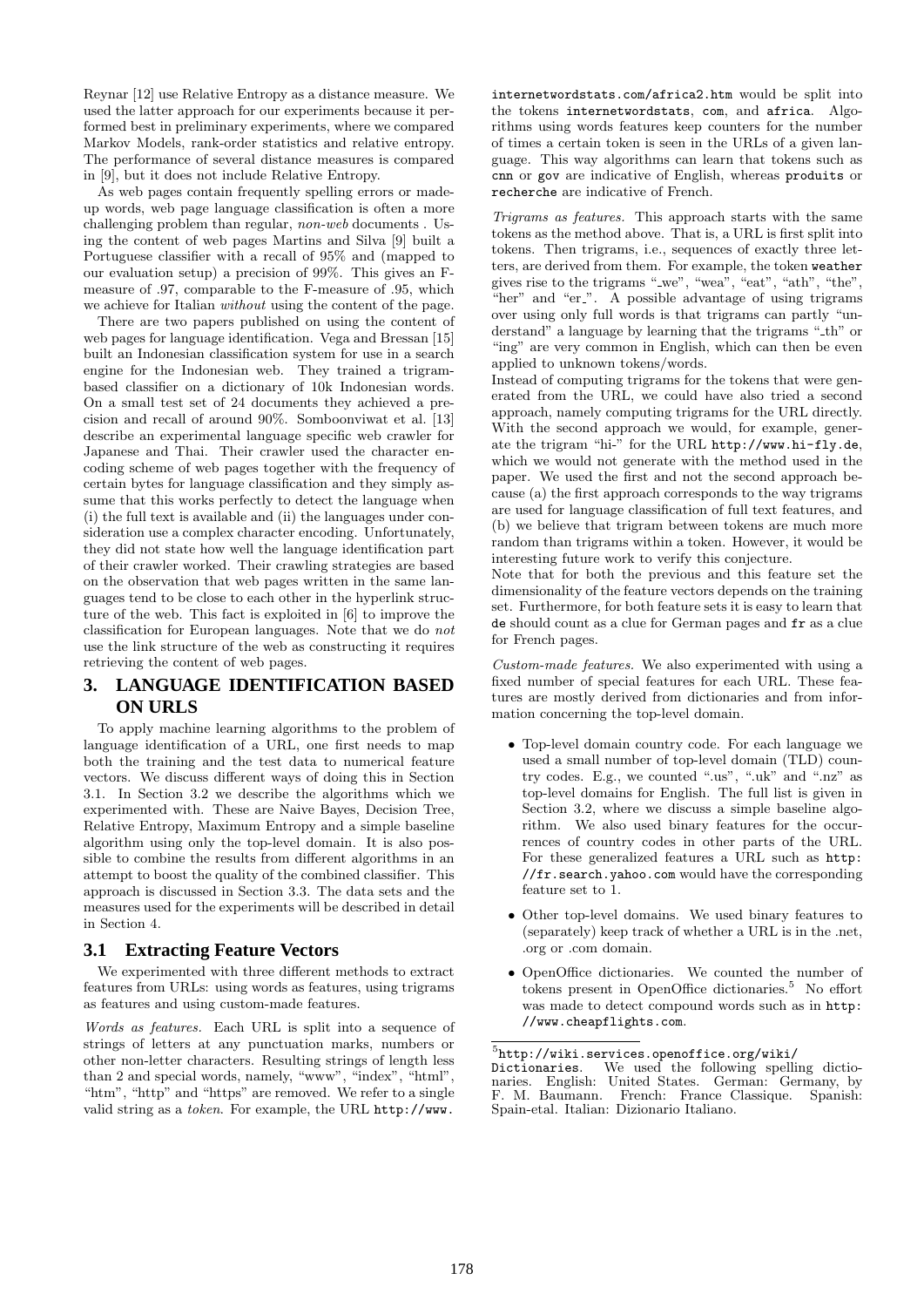Reynar [12] use Relative Entropy as a distance measure. We used the latter approach for our experiments because it performed best in preliminary experiments, where we compared Markov Models, rank-order statistics and relative entropy. The performance of several distance measures is compared in [9], but it does not include Relative Entropy.

As web pages contain frequently spelling errors or made-up words, web page language classification is often a more challenging problem than regular, *non-web* documents . Using the content of web pages Martins and Silva [9] built a Portuguese classifier with a recall of 95% and (mapped to our evaluation setup) a precision of 99%. This gives an F-measure of .97, comparable to the F-measure of .95, which we achieve for Italian *without* using the content of the page.

There are two papers published on using the content of web pages for language identification. Vega and Bressan [15] built an Indonesian classification system for use in a search engine for the Indonesian web. They trained a trigram-based classifier on a dictionary of 10k Indonesian words. On a small test set of 24 documents they achieved a precision and recall of around 90%. Somboonviwat et al. [13] describe an experimental language specific web crawler for Japanese and Thai. Their crawler used the character encoding scheme of web pages together with the frequency of certain bytes for language classification and they simply assume that this works perfectly to detect the language when (i) the full text is available and (ii) the languages under consideration use a complex character encoding. Unfortunately, they did not state how well the language identification part of their crawler worked. Their crawling strategies are based on the observation that web pages written in the same languages tend to be close to each other in the hyperlink structure of the web. This fact is exploited in [6] to improve the classification for European languages. Note that we do *not* use the link structure of the web as constructing it requires retrieving the content of web pages.

## 3. LANGUAGE IDENTIFICATION BASED ON URLS

To apply machine learning algorithms to the problem of language identification of a URL, one first needs to map both the training and the test data to numerical feature vectors. We discuss different ways of doing this in Section 3.1. In Section 3.2 we describe the algorithms which we experimented with. These are Naive Bayes, Decision Tree, Relative Entropy, Maximum Entropy and a simple baseline algorithm using only the top-level domain. It is also possible to combine the results from different algorithms in an attempt to boost the quality of the combined classifier. This approach is discussed in Section 3.3. The data sets and the measures used for the experiments will be described in detail in Section 4.

### 3.1 Extracting Feature Vectors

We experimented with three different methods to extract features from URLs: using words as features, using trigrams as features and using custom-made features.

*Words as features.* Each URL is split into a sequence of strings of letters at any punctuation marks, numbers or other non-letter characters. Resulting strings of length less than 2 and special words, namely, "www", "index", "html", "htm", "http" and "https" are removed. We refer to a single valid string as a *token*. For example, the URL `http://www.internetwordstats.com/africa2.htm` would be split into the tokens `internetwordstats`, `com`, and `africa`. Algorithms using words features keep counters for the number of times a certain token is seen in the URLs of a given language. This way algorithms can learn that tokens such as `cnn` or `gov` are indicative of English, whereas `produits` or `recherche` are indicative of French.

*Trigrams as features.* This approach starts with the same tokens as the method above. That is, a URL is first split into tokens. Then trigrams, i.e., sequences of exactly three letters, are derived from them. For example, the token `weather` gives rise to the trigrams "_we", "wea", "eat", "ath", "the", "her" and "er_". A possible advantage of using trigrams over using only full words is that trigrams can partly "understand" a language by learning that the trigrams "_th" or "ing" are very common in English, which can then be even applied to unknown tokens/words.

Instead of computing trigrams for the tokens that were generated from the URL, we could have also tried a second approach, namely computing trigrams for the URL directly. With the second approach we would, for example, generate the trigram "hi-" for the URL `http://www.hi-fly.de`, which we would not generate with the method used in the paper. We used the first and not the second approach because (a) the first approach corresponds to the way trigrams are used for language classification of full text features, and (b) we believe that trigram between tokens are much more random than trigrams within a token. However, it would be interesting future work to verify this conjecture.

Note that for both the previous and this feature set the dimensionality of the feature vectors depends on the training set. Furthermore, for both feature sets it is easy to learn that `de` should count as a clue for German pages and `fr` as a clue for French pages.

*Custom-made features.* We also experimented with using a fixed number of special features for each URL. These features are mostly derived from dictionaries and from information concerning the top-level domain.

- Top-level domain country code. For each language we used a small number of top-level domain (TLD) country codes. E.g., we counted ".us", ".uk" and ".nz" as top-level domains for English. The full list is given in Section 3.2, where we discuss a simple baseline algorithm. We also used binary features for the occurrences of country codes in other parts of the URL. For these generalized features a URL such as `http://fr.search.yahoo.com` would have the corresponding feature set to 1.
- Other top-level domains. We used binary features to (separately) keep track of whether a URL is in the .net, .org or .com domain.
- OpenOffice dictionaries. We counted the number of tokens present in OpenOffice dictionaries.[5] No effort was made to detect compound words such as in `http://www.cheapflights.com`.

[5] `http://wiki.services.openoffice.org/wiki/Dictionaries`. We used the following spelling dictionaries. English: United States. German: Germany, by F. M. Baumann. French: France Classique. Spanish: Spain-etal. Italian: Dizionario Italiano.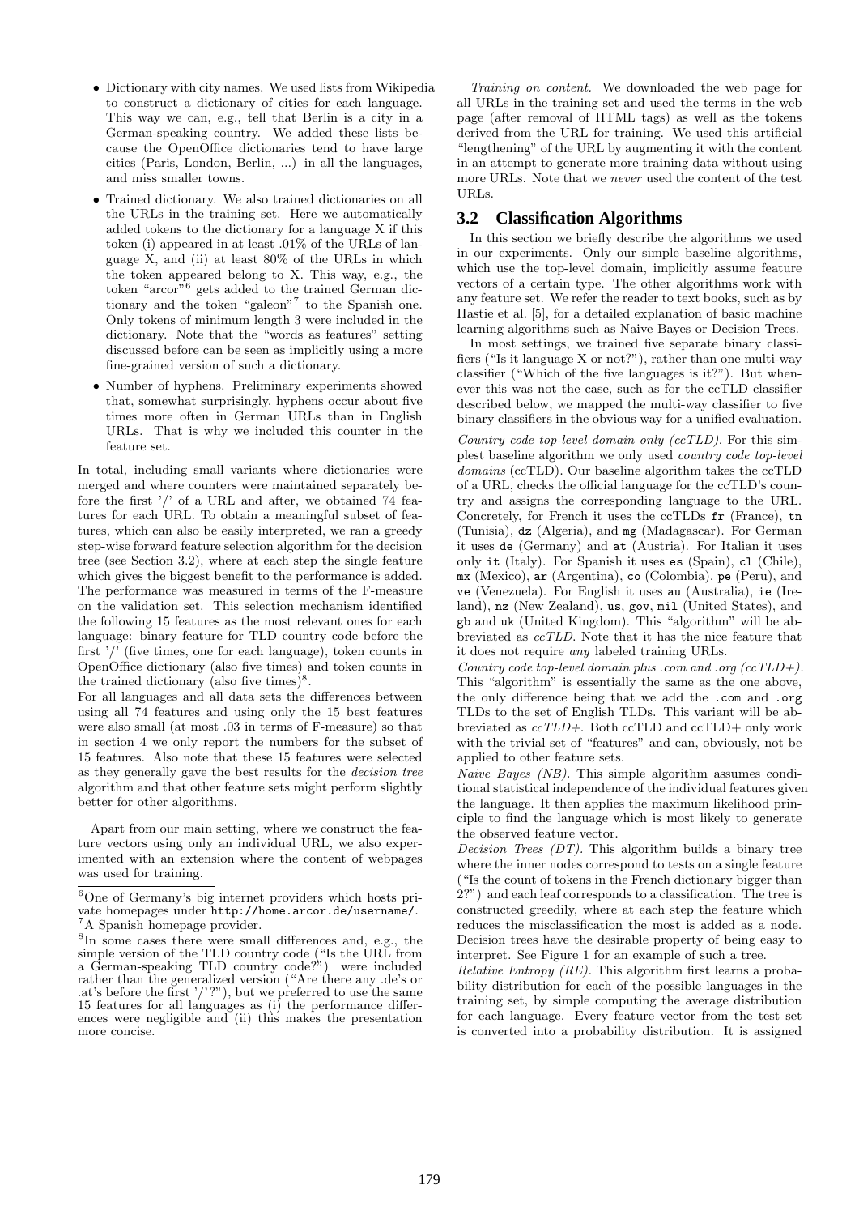- Dictionary with city names. We used lists from Wikipedia to construct a dictionary of cities for each language. This way we can, e.g., tell that Berlin is a city in a German-speaking country. We added these lists because the OpenOffice dictionaries tend to have large cities (Paris, London, Berlin, ...) in all the languages, and miss smaller towns.
- Trained dictionary. We also trained dictionaries on all the URLs in the training set. Here we automatically added tokens to the dictionary for a language X if this token (i) appeared in at least .01% of the URLs of language X, and (ii) at least 80% of the URLs in which the token appeared belong to X. This way, e.g., the token "arcor"[6] gets added to the trained German dictionary and the token "galeon"[7] to the Spanish one. Only tokens of minimum length 3 were included in the dictionary. Note that the "words as features" setting discussed before can be seen as implicitly using a more fine-grained version of such a dictionary.
- Number of hyphens. Preliminary experiments showed that, somewhat surprisingly, hyphens occur about five times more often in German URLs than in English URLs. That is why we included this counter in the feature set.

In total, including small variants where dictionaries were merged and where counters were maintained separately before the first '/' of a URL and after, we obtained 74 features for each URL. To obtain a meaningful subset of features, which can also be easily interpreted, we ran a greedy step-wise forward feature selection algorithm for the decision tree (see Section 3.2), where at each step the single feature which gives the biggest benefit to the performance is added. The performance was measured in terms of the F-measure on the validation set. This selection mechanism identified the following 15 features as the most relevant ones for each language: binary feature for TLD country code before the first '/' (five times, one for each language), token counts in OpenOffice dictionary (also five times) and token counts in the trained dictionary (also five times)[8].

For all languages and all data sets the differences between using all 74 features and using only the 15 best features were also small (at most .03 in terms of F-measure) so that in section 4 we only report the numbers for the subset of 15 features. Also note that these 15 features were selected as they generally gave the best results for the *decision tree* algorithm and that other feature sets might perform slightly better for other algorithms.

Apart from our main setting, where we construct the feature vectors using only an individual URL, we also experimented with an extension where the content of webpages was used for training.

*Training on content.* We downloaded the web page for all URLs in the training set and used the terms in the web page (after removal of HTML tags) as well as the tokens derived from the URL for training. We used this artificial "lengthening" of the URL by augmenting it with the content in an attempt to generate more training data without using more URLs. Note that we *never* used the content of the test URLs.

## 3.2 Classification Algorithms

In this section we briefly describe the algorithms we used in our experiments. Only our simple baseline algorithms, which use the top-level domain, implicitly assume feature vectors of a certain type. The other algorithms work with any feature set. We refer the reader to text books, such as by Hastie et al. [5], for a detailed explanation of basic machine learning algorithms such as Naive Bayes or Decision Trees.

In most settings, we trained five separate binary classifiers ("Is it language X or not?"), rather than one multi-way classifier ("Which of the five languages is it?"). But whenever this was not the case, such as for the ccTLD classifier described below, we mapped the multi-way classifier to five binary classifiers in the obvious way for a unified evaluation.

*Country code top-level domain only (ccTLD).* For this simplest baseline algorithm we only used *country code top-level domains* (ccTLD). Our baseline algorithm takes the ccTLD of a URL, checks the official language for the ccTLD's country and assigns the corresponding language to the URL. Concretely, for French it uses the ccTLDs `fr` (France), `tn` (Tunisia), `dz` (Algeria), and `mg` (Madagascar). For German it uses `de` (Germany) and `at` (Austria). For Italian it uses only `it` (Italy). For Spanish it uses `es` (Spain), `cl` (Chile), `mx` (Mexico), `ar` (Argentina), `co` (Colombia), `pe` (Peru), and `ve` (Venezuela). For English it uses `au` (Australia), `ie` (Ireland), `nz` (New Zealand), `us`, `gov`, `mil` (United States), and `gb` and `uk` (United Kingdom). This "algorithm" will be abbreviated as *ccTLD*. Note that it has the nice feature that it does not require *any* labeled training URLs.

*Country code top-level domain plus .com and .org (ccTLD+).* This "algorithm" is essentially the same as the one above, the only difference being that we add the `.com` and `.org` TLDs to the set of English TLDs. This variant will be abbreviated as *ccTLD+*. Both ccTLD and ccTLD+ only work with the trivial set of "features" and can, obviously, not be applied to other feature sets.

*Naive Bayes (NB).* This simple algorithm assumes conditional statistical independence of the individual features given the language. It then applies the maximum likelihood principle to find the language which is most likely to generate the observed feature vector.

*Decision Trees (DT).* This algorithm builds a binary tree where the inner nodes correspond to tests on a single feature ("Is the count of tokens in the French dictionary bigger than 2?") and each leaf corresponds to a classification. The tree is constructed greedily, where at each step the feature which reduces the misclassification the most is added as a node. Decision trees have the desirable property of being easy to interpret. See Figure 1 for an example of such a tree.

*Relative Entropy (RE).* This algorithm first learns a probability distribution for each of the possible languages in the training set, by simple computing the average distribution for each language. Every feature vector from the test set is converted into a probability distribution. It is assigned

---

[6] One of Germany's big internet providers which hosts private homepages under `http://home.arcor.de/username/`.

[7] A Spanish homepage provider.

[8] In some cases there were small differences and, e.g., the simple version of the TLD country code ("Is the URL from a German-speaking TLD country code?") were included rather than the generalized version ("Are there any .de's or .at's before the first '/'?"), but we preferred to use the same 15 features for all languages as (i) the performance differences were negligible and (ii) this makes the presentation more concise.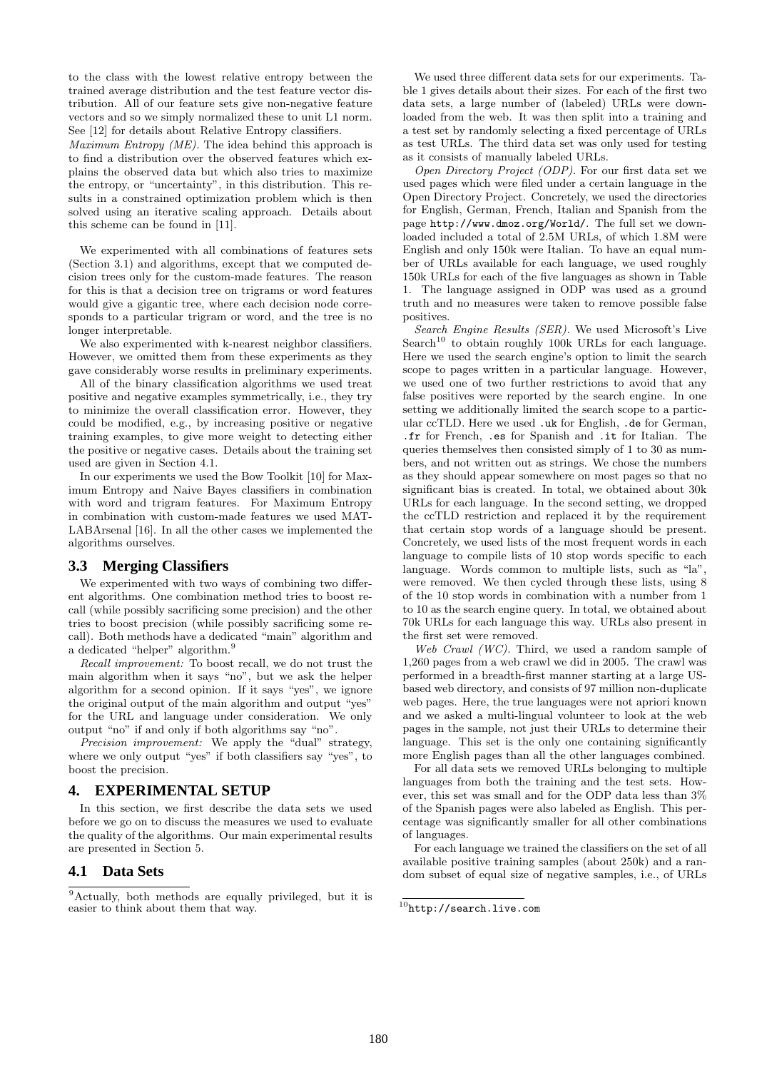to the class with the lowest relative entropy between the trained average distribution and the test feature vector distribution. All of our feature sets give non-negative feature vectors and so we simply normalized these to unit L1 norm. See [12] for details about Relative Entropy classifiers.

*Maximum Entropy (ME).* The idea behind this approach is to find a distribution over the observed features which explains the observed data but which also tries to maximize the entropy, or "uncertainty", in this distribution. This results in a constrained optimization problem which is then solved using an iterative scaling approach. Details about this scheme can be found in [11].

We experimented with all combinations of features sets (Section 3.1) and algorithms, except that we computed decision trees only for the custom-made features. The reason for this is that a decision tree on trigrams or word features would give a gigantic tree, where each decision node corresponds to a particular trigram or word, and the tree is no longer interpretable.

We also experimented with k-nearest neighbor classifiers. However, we omitted them from these experiments as they gave considerably worse results in preliminary experiments.

All of the binary classification algorithms we used treat positive and negative examples symmetrically, i.e., they try to minimize the overall classification error. However, they could be modified, e.g., by increasing positive or negative training examples, to give more weight to detecting either the positive or negative cases. Details about the training set used are given in Section 4.1.

In our experiments we used the Bow Toolkit [10] for Maximum Entropy and Naive Bayes classifiers in combination with word and trigram features. For Maximum Entropy in combination with custom-made features we used MATLABArsenal [16]. In all the other cases we implemented the algorithms ourselves.

### 3.3 Merging Classifiers

We experimented with two ways of combining two different algorithms. One combination method tries to boost recall (while possibly sacrificing some precision) and the other tries to boost precision (while possibly sacrificing some recall). Both methods have a dedicated "main" algorithm and a dedicated "helper" algorithm.[9]

*Recall improvement:* To boost recall, we do not trust the main algorithm when it says "no", but we ask the helper algorithm for a second opinion. If it says "yes", we ignore the original output of the main algorithm and output "yes" for the URL and language under consideration. We only output "no" if and only if both algorithms say "no".

*Precision improvement:* We apply the "dual" strategy, where we only output "yes" if both classifiers say "yes", to boost the precision.

## 4. EXPERIMENTAL SETUP

In this section, we first describe the data sets we used before we go on to discuss the measures we used to evaluate the quality of the algorithms. Our main experimental results are presented in Section 5.

### 4.1 Data Sets

We used three different data sets for our experiments. Table 1 gives details about their sizes. For each of the first two data sets, a large number of (labeled) URLs were downloaded from the web. It was then split into a training and a test set by randomly selecting a fixed percentage of URLs as test URLs. The third data set was only used for testing as it consists of manually labeled URLs.

*Open Directory Project (ODP).* For our first data set we used pages which were filed under a certain language in the Open Directory Project. Concretely, we used the directories for English, German, French, Italian and Spanish from the page `http://www.dmoz.org/World/`. The full set we downloaded included a total of 2.5M URLs, of which 1.8M were English and only 150k were Italian. To have an equal number of URLs available for each language, we used roughly 150k URLs for each of the five languages as shown in Table 1. The language assigned in ODP was used as a ground truth and no measures were taken to remove possible false positives.

*Search Engine Results (SER).* We used Microsoft's Live Search[10] to obtain roughly 100k URLs for each language. Here we used the search engine's option to limit the search scope to pages written in a particular language. However, we used one of two further restrictions to avoid that any false positives were reported by the search engine. In one setting we additionally limited the search scope to a particular ccTLD. Here we used `.uk` for English, `.de` for German, `.fr` for French, `.es` for Spanish and `.it` for Italian. The queries themselves then consisted simply of 1 to 30 as numbers, and not written out as strings. We chose the numbers as they should appear somewhere on most pages so that no significant bias is created. In total, we obtained about 30k URLs for each language. In the second setting, we dropped the ccTLD restriction and replaced it by the requirement that certain stop words of a language should be present. Concretely, we used lists of the most frequent words in each language to compile lists of 10 stop words specific to each language. Words common to multiple lists, such as "la", were removed. We then cycled through these lists, using 8 of the 10 stop words in combination with a number from 1 to 10 as the search engine query. In total, we obtained about 70k URLs for each language this way. URLs also present in the first set were removed.

*Web Crawl (WC).* Third, we used a random sample of 1,260 pages from a web crawl we did in 2005. The crawl was performed in a breadth-first manner starting at a large US-based web directory, and consists of 97 million non-duplicate web pages. Here, the true languages were not apriori known and we asked a multi-lingual volunteer to look at the web pages in the sample, not just their URLs to determine their language. This set is the only one containing significantly more English pages than all the other languages combined.

For all data sets we removed URLs belonging to multiple languages from both the training and the test sets. However, this set was small and for the ODP data less than 3% of the Spanish pages were also labeled as English. This percentage was significantly smaller for all other combinations of languages.

For each language we trained the classifiers on the set of all available positive training samples (about 250k) and a random subset of equal size of negative samples, i.e., of URLs

[9] Actually, both methods are equally privileged, but it is easier to think about them that way.

[10] `http://search.live.com`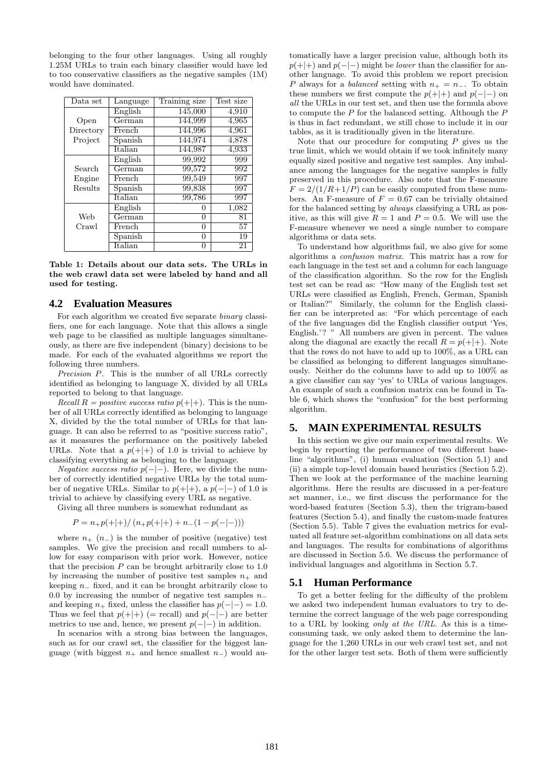belonging to the four other languages. Using all roughly 1.25M URLs to train each binary classifier would have led to too conservative classifiers as the negative samples (1M) would have dominated.

| Data set | Language | Training size | Test size |
|---|---|---|---|
| Open Directory Project | English | 145,000 | 4,910 |
| | German | 144,999 | 4,965 |
| | French | 144,996 | 4,961 |
| | Spanish | 144,974 | 4,878 |
| | Italian | 144,987 | 4,933 |
| Search Engine Results | English | 99,992 | 999 |
| | German | 99,572 | 992 |
| | French | 99,549 | 997 |
| | Spanish | 99,838 | 997 |
| | Italian | 99,786 | 997 |
| Web Crawl | English | 0 | 1,082 |
| | German | 0 | 81 |
| | French | 0 | 57 |
| | Spanish | 0 | 19 |
| | Italian | 0 | 21 |

**Table 1: Details about our data sets. The URLs in the web crawl data set were labeled by hand and all used for testing.**

## 4.2 Evaluation Measures

For each algorithm we created five separate *binary* classifiers, one for each language. Note that this allows a single web page to be classified as multiple languages simultaneously, as there are five independent (binary) decisions to be made. For each of the evaluated algorithms we report the following three numbers.

*Precision P*. This is the number of all URLs correctly identified as belonging to language X, divided by all URLs reported to belong to that language.

*Recall R = positive success ratio* $p(+|+)$. This is the number of all URLs correctly identified as belonging to language X, divided by the the total number of URLs for that language. It can also be referred to as "positive success ratio", as it measures the performance on the positively labeled URLs. Note that a $p(+|+)$ of 1.0 is trivial to achieve by classifying everything as belonging to the language.

*Negative success ratio* $p(-|-)$. Here, we divide the number of correctly identified negative URLs by the total number of negative URLs. Similar to $p(+|+)$, a $p(-|-)$ of 1.0 is trivial to achieve by classifying every URL as negative.

Giving all three numbers is somewhat redundant as

$$P = n_+p(+|+)/\left(n_+p(+|+) + n_-(1 - p(-|-))\right)$$

where $n_+$ ($n_-$) is the number of positive (negative) test samples. We give the precision and recall numbers to allow for easy comparison with prior work. However, notice that the precision $P$ can be brought arbitrarily close to 1.0 by increasing the number of positive test samples $n_+$ and keeping $n_-$ fixed, and it can be brought arbitrarily close to 0.0 by increasing the number of negative test samples $n_-$ and keeping $n_+$ fixed, unless the classifier has $p(-|-) = 1.0$. Thus we feel that $p(+|+)$ (= recall) and $p(-|-)$ are better metrics to use and, hence, we present $p(-|-)$ in addition.

In scenarios with a strong bias between the languages, such as for our crawl set, the classifier for the biggest language (with biggest $n_+$ and hence smallest $n_-$) would automatically have a larger precision value, although both its $p(+|+)$ and $p(-|-)$ might be *lower* than the classifier for another language. To avoid this problem we report precision $P$ always for a *balanced* setting with $n_+ = n_-$. To obtain these numbers we first compute the $p(+|+)$ and $p(-|-)$ on *all* the URLs in our test set, and then use the formula above to compute the $P$ for the balanced setting. Although the $P$ is thus in fact redundant, we still chose to include it in our tables, as it is traditionally given in the literature.

Note that our procedure for computing $P$ gives us the true limit, which we would obtain if we took infinitely many equally sized positive and negative test samples. Any imbalance among the languages for the negative samples is fully preserved in this procedure. Also note that the F-measure $F = 2/(1/R+1/P)$ can be easily computed from these numbers. An F-measure of $F = 0.67$ can be trivially obtained for the balanced setting by *always* classifying a URL as positive, as this will give $R = 1$ and $P = 0.5$. We will use the F-measure whenever we need a single number to compare algorithms or data sets.

To understand how algorithms fail, we also give for some algorithms a *confusion matrix*. This matrix has a row for each language in the test set and a column for each language of the classification algorithm. So the row for the English test set can be read as: "How many of the English test set URLs were classified as English, French, German, Spanish or Italian?" Similarly, the column for the English classifier can be interpreted as: "For which percentage of each of the five languages did the English classifier output 'Yes, English.'? " All numbers are given in percent. The values along the diagonal are exactly the recall $R = p(+|+)$. Note that the rows do not have to add up to 100%, as a URL can be classified as belonging to different languages simultaneously. Neither do the columns have to add up to 100% as a give classifier can say 'yes' to URLs of various languages. An example of such a confusion matrix can be found in Table 6, which shows the "confusion" for the best performing algorithm.

# 5. MAIN EXPERIMENTAL RESULTS

In this section we give our main experimental results. We begin by reporting the performance of two different baseline "algorithms", (i) human evaluation (Section 5.1) and (ii) a simple top-level domain based heuristics (Section 5.2). Then we look at the performance of the machine learning algorithms. Here the results are discussed in a per-feature set manner, i.e., we first discuss the performance for the word-based features (Section 5.3), then the trigram-based features (Section 5.4), and finally the custom-made features (Section 5.5). Table 7 gives the evaluation metrics for evaluated all feature set-algorithm combinations on all data sets and languages. The results for combinations of algorithms are discussed in Section 5.6. We discuss the performance of individual languages and algorithms in Section 5.7.

## 5.1 Human Performance

To get a better feeling for the difficulty of the problem we asked two independent human evaluators to try to determine the correct language of the web page corresponding to a URL by looking *only at the URL*. As this is a time-consuming task, we only asked them to determine the language for the 1,260 URLs in our web crawl test set, and not for the other larger test sets. Both of them were sufficiently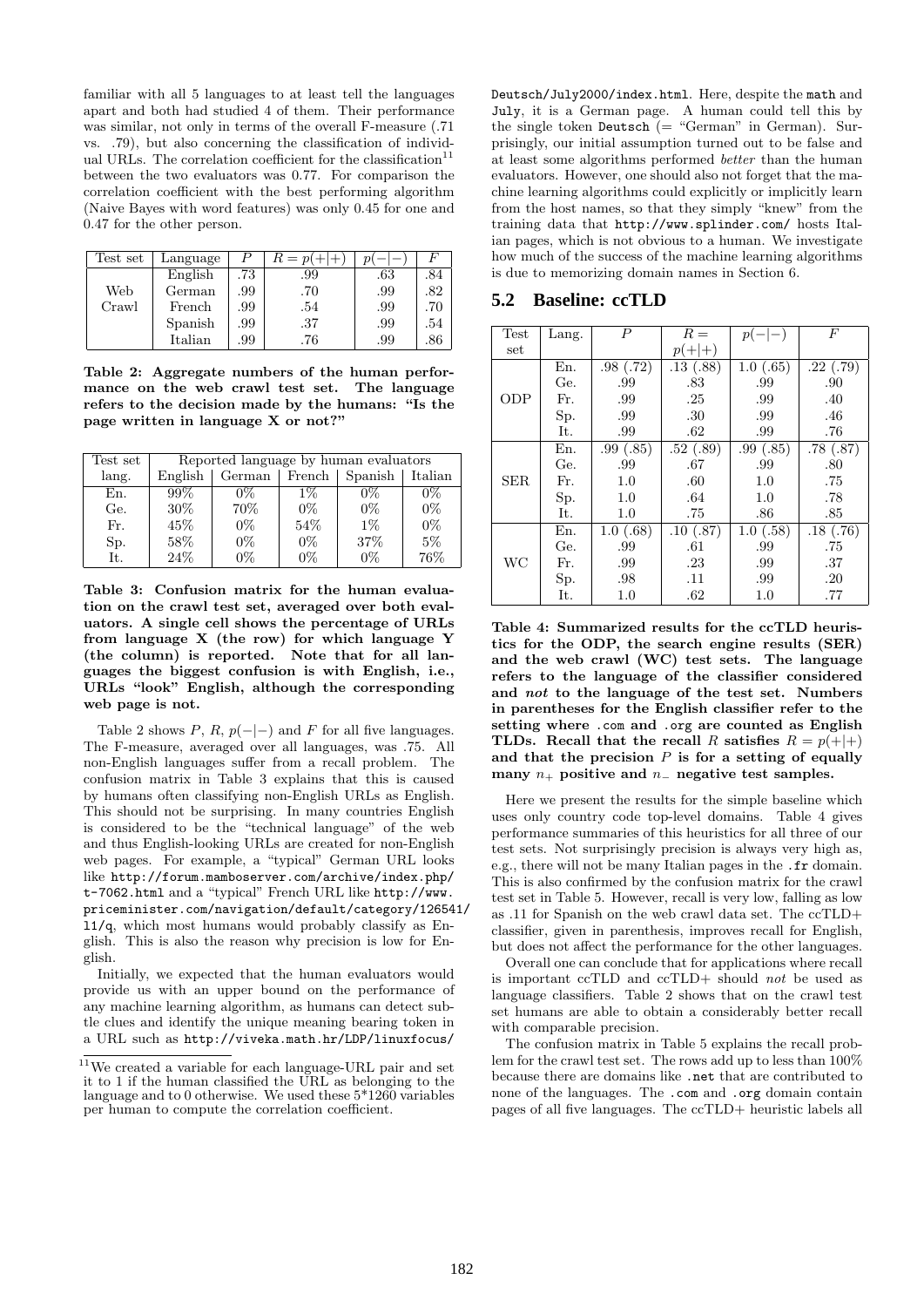familiar with all 5 languages to at least tell the languages apart and both had studied 4 of them. Their performance was similar, not only in terms of the overall F-measure (.71 vs. .79), but also concerning the classification of individual URLs. The correlation coefficient for the classification[11] between the two evaluators was 0.77. For comparison the correlation coefficient with the best performing algorithm (Naive Bayes with word features) was only 0.45 for one and 0.47 for the other person.

| Test set | Language | $P$ | $R = p(+\|+)$ | $p(-\|-)$ | $F$ |
|---|---|---|---|---|---|
| Web Crawl | English | .73 | .99 | .63 | .84 |
| | German | .99 | .70 | .99 | .82 |
| | French | .99 | .54 | .99 | .70 |
| | Spanish | .99 | .37 | .99 | .54 |
| | Italian | .99 | .76 | .99 | .86 |

**Table 2: Aggregate numbers of the human performance on the web crawl test set. The language refers to the decision made by the humans: "Is the page written in language X or not?"**

| Test set lang. | Reported language by human evaluators | | | | |
|---|---|---|---|---|---|
| | English | German | French | Spanish | Italian |
| En. | 99% | 0% | 1% | 0% | 0% |
| Ge. | 30% | 70% | 0% | 0% | 0% |
| Fr. | 45% | 0% | 54% | 1% | 0% |
| Sp. | 58% | 0% | 0% | 37% | 5% |
| It. | 24% | 0% | 0% | 0% | 76% |

**Table 3: Confusion matrix for the human evaluation on the crawl test set, averaged over both evaluators. A single cell shows the percentage of URLs from language X (the row) for which language Y (the column) is reported. Note that for all languages the biggest confusion is with English, i.e., URLs "look" English, although the corresponding web page is not.**

Table 2 shows $P$, $R$, $p(-|-)$ and $F$ for all five languages. The F-measure, averaged over all languages, was .75. All non-English languages suffer from a recall problem. The confusion matrix in Table 3 explains that this is caused by humans often classifying non-English URLs as English. This should not be surprising. In many countries English is considered to be the "technical language" of the web and thus English-looking URLs are created for non-English web pages. For example, a "typical" German URL looks like http://forum.mamboserver.com/archive/index.php/t-7062.html and a "typical" French URL like http://www.priceminister.com/navigation/default/category/126541/l1/q, which most humans would probably classify as English. This is also the reason why precision is low for English.

Initially, we expected that the human evaluators would provide us with an upper bound on the performance of any machine learning algorithm, as humans can detect subtle clues and identify the unique meaning bearing token in a URL such as http://viveka.math.hr/LDP/linuxfocus/Deutsch/July2000/index.html. Here, despite the math and July, it is a German page. A human could tell this by the single token Deutsch (= "German" in German). Surprisingly, our initial assumption turned out to be false and at least some algorithms performed *better* than the human evaluators. However, one should also not forget that the machine learning algorithms could explicitly or implicitly learn from the host names, so that they simply "knew" from the training data that http://www.splinder.com/ hosts Italian pages, which is not obvious to a human. We investigate how much of the success of the machine learning algorithms is due to memorizing domain names in Section 6.

[11] We created a variable for each language-URL pair and set it to 1 if the human classified the URL as belonging to the language and to 0 otherwise. We used these 5*1260 variables per human to compute the correlation coefficient.

## 5.2 Baseline: ccTLD

| Test set | Lang. | $P$ | $R = p(+\|+)$ | $p(-\|-)$ | $F$ |
|---|---|---|---|---|---|
| ODP | En. | .98 (.72) | .13 (.88) | 1.0 (.65) | .22 (.79) |
| | Ge. | .99 | .83 | .99 | .90 |
| | Fr. | .99 | .25 | .99 | .40 |
| | Sp. | .99 | .30 | .99 | .46 |
| | It. | .99 | .62 | .99 | .76 |
| SER | En. | .99 (.85) | .52 (.89) | .99 (.85) | .78 (.87) |
| | Ge. | .99 | .67 | .99 | .80 |
| | Fr. | 1.0 | .60 | 1.0 | .75 |
| | Sp. | 1.0 | .64 | 1.0 | .78 |
| | It. | 1.0 | .75 | .86 | .85 |
| WC | En. | 1.0 (.68) | .10 (.87) | 1.0 (.58) | .18 (.76) |
| | Ge. | .99 | .61 | .99 | .75 |
| | Fr. | .99 | .23 | .99 | .37 |
| | Sp. | .98 | .11 | .99 | .20 |
| | It. | 1.0 | .62 | 1.0 | .77 |

**Table 4: Summarized results for the ccTLD heuristics for the ODP, the search engine results (SER) and the web crawl (WC) test sets. The language refers to the language of the classifier considered and *not* to the language of the test set. Numbers in parentheses for the English classifier refer to the setting where .com and .org are counted as English TLDs. Recall that the recall $R$ satisfies $R = p(+|+)$ and that the precision $P$ is for a setting of equally many $n_+$ positive and $n_-$ negative test samples.**

Here we present the results for the simple baseline which uses only country code top-level domains. Table 4 gives performance summaries of this heuristics for all three of our test sets. Not surprisingly precision is always very high as, e.g., there will not be many Italian pages in the .fr domain. This is also confirmed by the confusion matrix for the crawl test set in Table 5. However, recall is very low, falling as low as .11 for Spanish on the web crawl data set. The ccTLD+ classifier, given in parenthesis, improves recall for English, but does not affect the performance for the other languages.

Overall one can conclude that for applications where recall is important ccTLD and ccTLD+ should *not* be used as language classifiers. Table 2 shows that on the crawl test set humans are able to obtain a considerably better recall with comparable precision.

The confusion matrix in Table 5 explains the recall problem for the crawl test set. The rows add up to less than 100% because there are domains like .net that are contributed to none of the languages. The .com and .org domain contain pages of all five languages. The ccTLD+ heuristic labels all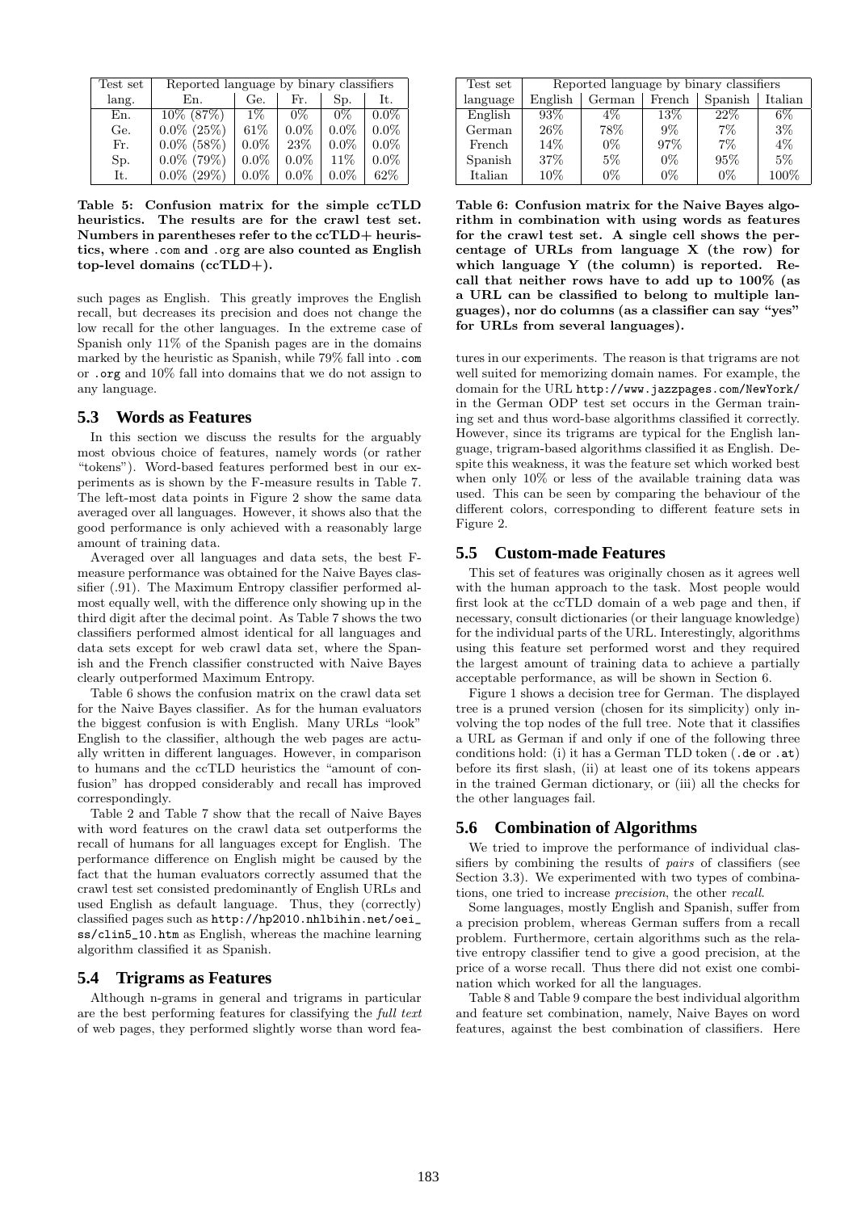| Test set | Reported language by binary classifiers | | | | |
|---|---|---|---|---|---|
| lang. | En. | Ge. | Fr. | Sp. | It. |
| En. | 10% (87%) | 1% | 0% | 0% | 0.0% |
| Ge. | 0.0% (25%) | 61% | 0.0% | 0.0% | 0.0% |
| Fr. | 0.0% (58%) | 0.0% | 23% | 0.0% | 0.0% |
| Sp. | 0.0% (79%) | 0.0% | 0.0% | 11% | 0.0% |
| It. | 0.0% (29%) | 0.0% | 0.0% | 0.0% | 62% |

**Table 5: Confusion matrix for the simple ccTLD heuristics. The results are for the crawl test set. Numbers in parentheses refer to the ccTLD+ heuristics, where .com and .org are also counted as English top-level domains (ccTLD+).**

such pages as English. This greatly improves the English recall, but decreases its precision and does not change the low recall for the other languages. In the extreme case of Spanish only 11% of the Spanish pages are in the domains marked by the heuristic as Spanish, while 79% fall into .com or .org and 10% fall into domains that we do not assign to any language.

## 5.3 Words as Features

In this section we discuss the results for the arguably most obvious choice of features, namely words (or rather "tokens"). Word-based features performed best in our experiments as is shown by the F-measure results in Table 7. The left-most data points in Figure 2 show the same data averaged over all languages. However, it shows also that the good performance is only achieved with a reasonably large amount of training data.

Averaged over all languages and data sets, the best F-measure performance was obtained for the Naive Bayes classifier (.91). The Maximum Entropy classifier performed almost equally well, with the difference only showing up in the third digit after the decimal point. As Table 7 shows the two classifiers performed almost identical for all languages and data sets except for web crawl data set, where the Spanish and the French classifier constructed with Naive Bayes clearly outperformed Maximum Entropy.

Table 6 shows the confusion matrix on the crawl data set for the Naive Bayes classifier. As for the human evaluators the biggest confusion is with English. Many URLs "look" English to the classifier, although the web pages are actually written in different languages. However, in comparison to humans and the ccTLD heuristics the "amount of confusion" has dropped considerably and recall has improved correspondingly.

Table 2 and Table 7 show that the recall of Naive Bayes with word features on the crawl data set outperforms the recall of humans for all languages except for English. The performance difference on English might be caused by the fact that the human evaluators correctly assumed that the crawl test set consisted predominantly of English URLs and used English as default language. Thus, they (correctly) classified pages such as http://hp2010.nhlbihin.net/oei_ss/clin5_10.htm as English, whereas the machine learning algorithm classified it as Spanish.

## 5.4 Trigrams as Features

Although n-grams in general and trigrams in particular are the best performing features for classifying the *full text* of web pages, they performed slightly worse than word features in our experiments. The reason is that trigrams are not well suited for memorizing domain names. For example, the domain for the URL http://www.jazzpages.com/NewYork/ in the German ODP test set occurs in the German training set and thus word-base algorithms classified it correctly. However, since its trigrams are typical for the English language, trigram-based algorithms classified it as English. Despite this weakness, it was the feature set which worked best when only 10% or less of the available training data was used. This can be seen by comparing the behaviour of the different colors, corresponding to different feature sets in Figure 2.

| Test set | Reported language by binary classifiers | | | | |
|---|---|---|---|---|---|
| language | English | German | French | Spanish | Italian |
| English | 93% | 4% | 13% | 22% | 6% |
| German | 26% | 78% | 9% | 7% | 3% |
| French | 14% | 0% | 97% | 7% | 4% |
| Spanish | 37% | 5% | 0% | 95% | 5% |
| Italian | 10% | 0% | 0% | 0% | 100% |

**Table 6: Confusion matrix for the Naive Bayes algorithm in combination with using words as features for the crawl test set. A single cell shows the percentage of URLs from language X (the row) for which language Y (the column) is reported. Recall that neither rows have to add up to 100% (as a URL can be classified to belong to multiple languages), nor do columns (as a classifier can say "yes" for URLs from several languages).**

## 5.5 Custom-made Features

This set of features was originally chosen as it agrees well with the human approach to the task. Most people would first look at the ccTLD domain of a web page and then, if necessary, consult dictionaries (or their language knowledge) for the individual parts of the URL. Interestingly, algorithms using this feature set performed worst and they required the largest amount of training data to achieve a partially acceptable performance, as will be shown in Section 6.

Figure 1 shows a decision tree for German. The displayed tree is a pruned version (chosen for its simplicity) only involving the top nodes of the full tree. Note that it classifies a URL as German if and only if one of the following three conditions hold: (i) it has a German TLD token (.de or .at) before its first slash, (ii) at least one of its tokens appears in the trained German dictionary, or (iii) all the checks for the other languages fail.

## 5.6 Combination of Algorithms

We tried to improve the performance of individual classifiers by combining the results of *pairs* of classifiers (see Section 3.3). We experimented with two types of combinations, one tried to increase *precision*, the other *recall*.

Some languages, mostly English and Spanish, suffer from a precision problem, whereas German suffers from a recall problem. Furthermore, certain algorithms such as the relative entropy classifier tend to give a good precision, at the price of a worse recall. Thus there did not exist one combination which worked for all the languages.

Table 8 and Table 9 compare the best individual algorithm and feature set combination, namely, Naive Bayes on word features, against the best combination of classifiers. Here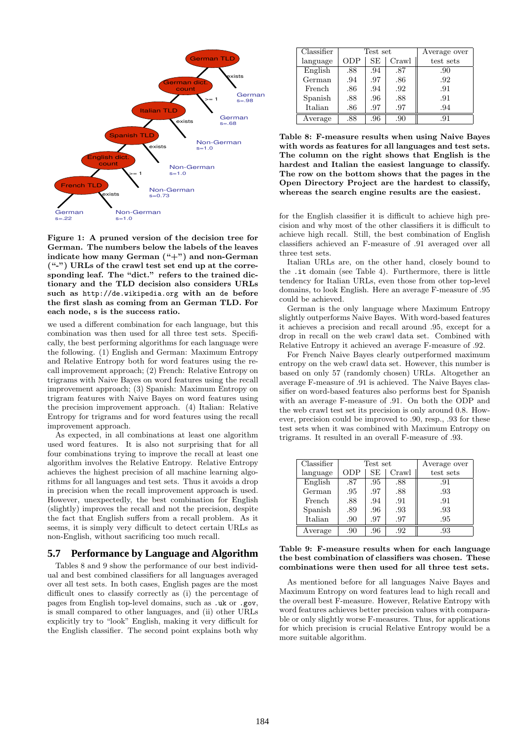Figure 1: A pruned version of the decision tree for German. The numbers below the labels of the leaves indicate how many German ("+") and non-German ("-") URLs of the crawl test set end up at the corresponding leaf. The "dict." refers to the trained dictionary and the TLD decision also considers URLs such as http://de.wikipedia.org with an de before the first slash as coming from an German TLD. For each node, s is the success ratio.

we used a different combination for each language, but this combination was then used for all three test sets. Specifically, the best performing algorithms for each language were the following. (1) English and German: Maximum Entropy and Relative Entropy both for word features using the recall improvement approach; (2) French: Relative Entropy on trigrams with Naive Bayes on word features using the recall improvement approach; (3) Spanish: Maximum Entropy on trigram features with Naive Bayes on word features using the precision improvement approach. (4) Italian: Relative Entropy for trigrams and for word features using the recall improvement approach.

As expected, in all combinations at least one algorithm used word features. It is also not surprising that for all four combinations trying to improve the recall at least one algorithm involves the Relative Entropy. Relative Entropy achieves the highest precision of all machine learning algorithms for all languages and test sets. Thus it avoids a drop in precision when the recall improvement approach is used. However, unexpectedly, the best combination for English (slightly) improves the recall and not the precision, despite the fact that English suffers from a recall problem. As it seems, it is simply very difficult to detect certain URLs as non-English, without sacrificing too much recall.

## 5.7 Performance by Language and Algorithm

Tables 8 and 9 show the performance of our best individual and best combined classifiers for all languages averaged over all test sets. In both cases, English pages are the most difficult ones to classify correctly as (i) the percentage of pages from English top-level domains, such as .uk or .gov, is small compared to other languages, and (ii) other URLs explicitly try to "look" English, making it very difficult for the English classifier. The second point explains both why

| Classifier language | Test set ODP | SE | Crawl | Average over test sets |
|---|---|---|---|---|
| English | .88 | .94 | .87 | .90 |
| German | .94 | .97 | .86 | .92 |
| French | .86 | .94 | .92 | .91 |
| Spanish | .88 | .96 | .88 | .91 |
| Italian | .86 | .97 | .97 | .94 |
| Average | .88 | .96 | .90 | .91 |

Table 8: F-measure results when using Naive Bayes with words as features for all languages and test sets. The column on the right shows that English is the hardest and Italian the easiest language to classify. The row on the bottom shows that the pages in the Open Directory Project are the hardest to classify, whereas the search engine results are the easiest.

for the English classifier it is difficult to achieve high precision and why most of the other classifiers it is difficult to achieve high recall. Still, the best combination of English classifiers achieved an F-measure of .91 averaged over all three test sets.

Italian URLs are, on the other hand, closely bound to the .it domain (see Table 4). Furthermore, there is little tendency for Italian URLs, even those from other top-level domains, to look English. Here an average F-measure of .95 could be achieved.

German is the only language where Maximum Entropy slightly outperforms Naive Bayes. With word-based features it achieves a precision and recall around .95, except for a drop in recall on the web crawl data set. Combined with Relative Entropy it achieved an average F-measure of .92.

For French Naive Bayes clearly outperformed maximum entropy on the web crawl data set. However, this number is based on only 57 (randomly chosen) URLs. Altogether an average F-measure of .91 is achieved. The Naive Bayes classifier on word-based features also performs best for Spanish with an average F-measure of .91. On both the ODP and the web crawl test set its precision is only around 0.8. However, precision could be improved to .90, resp., .93 for these test sets when it was combined with Maximum Entropy on trigrams. It resulted in an overall F-measure of .93.

| Classifier language | Test set ODP | SE | Crawl | Average over test sets |
|---|---|---|---|---|
| English | .87 | .95 | .88 | .91 |
| German | .95 | .97 | .88 | .93 |
| French | .88 | .94 | .91 | .91 |
| Spanish | .89 | .96 | .93 | .93 |
| Italian | .90 | .97 | .97 | .95 |
| Average | .90 | .96 | .92 | .93 |

Table 9: F-measure results when for each language the best combination of classifiers was chosen. These combinations were then used for all three test sets.

As mentioned before for all languages Naive Bayes and Maximum Entropy on word features lead to high recall and the overall best F-measure. However, Relative Entropy with word features achieves better precision values with comparable or only slightly worse F-measures. Thus, for applications for which precision is crucial Relative Entropy would be a more suitable algorithm.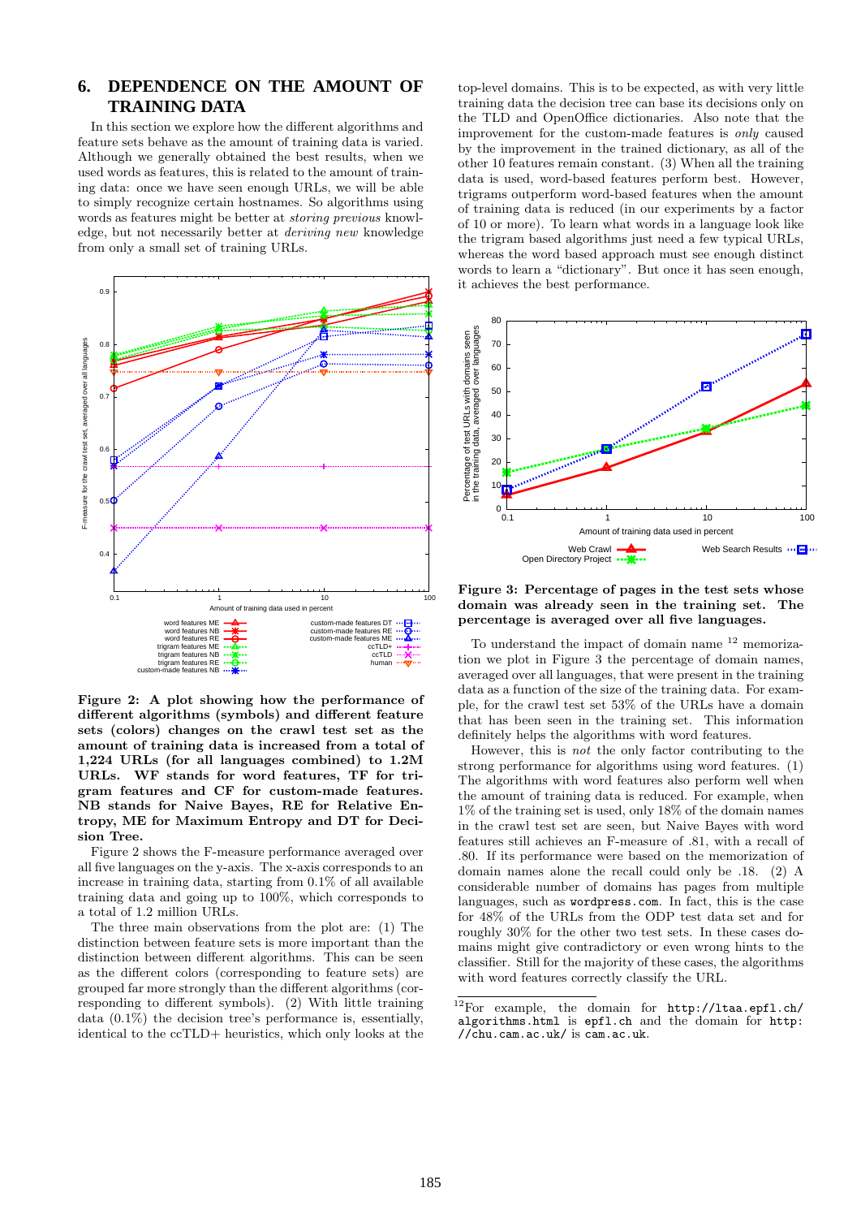## 6. DEPENDENCE ON THE AMOUNT OF TRAINING DATA

In this section we explore how the different algorithms and feature sets behave as the amount of training data is varied. Although we generally obtained the best results, when we used words as features, this is related to the amount of training data: once we have seen enough URLs, we will be able to simply recognize certain hostnames. So algorithms using words as features might be better at *storing previous* knowledge, but not necessarily better at *deriving new* knowledge from only a small set of training URLs.

**Figure 2: A plot showing how the performance of different algorithms (symbols) and different feature sets (colors) changes on the crawl test set as the amount of training data is increased from a total of 1,224 URLs (for all languages combined) to 1.2M URLs. WF stands for word features, TF for trigram features and CF for custom-made features. NB stands for Naive Bayes, RE for Relative Entropy, ME for Maximum Entropy and DT for Decision Tree.**

Figure 2 shows the F-measure performance averaged over all five languages on the y-axis. The x-axis corresponds to an increase in training data, starting from 0.1% of all available training data and going up to 100%, which corresponds to a total of 1.2 million URLs.

The three main observations from the plot are: (1) The distinction between feature sets is more important than the distinction between different algorithms. This can be seen as the different colors (corresponding to feature sets) are grouped far more strongly than the different algorithms (corresponding to different symbols). (2) With little training data (0.1%) the decision tree's performance is, essentially, identical to the ccTLD+ heuristics, which only looks at the top-level domains. This is to be expected, as with very little training data the decision tree can base its decisions only on the TLD and OpenOffice dictionaries. Also note that the improvement for the custom-made features is *only* caused by the improvement in the trained dictionary, as all of the other 10 features remain constant. (3) When all the training data is used, word-based features perform best. However, trigrams outperform word-based features when the amount of training data is reduced (in our experiments by a factor of 10 or more). To learn what words in a language look like the trigram based algorithms just need a few typical URLs, whereas the word based approach must see enough distinct words to learn a "dictionary". But once it has seen enough, it achieves the best performance.

**Figure 3: Percentage of pages in the test sets whose domain was already seen in the training set. The percentage is averaged over all five languages.**

To understand the impact of domain name [12] memorization we plot in Figure 3 the percentage of domain names, averaged over all languages, that were present in the training data as a function of the size of the training data. For example, for the crawl test set 53% of the URLs have a domain that has been seen in the training set. This information definitely helps the algorithms with word features.

However, this is *not* the only factor contributing to the strong performance for algorithms using word features. (1) The algorithms with word features also perform well when the amount of training data is reduced. For example, when 1% of the training set is used, only 18% of the domain names in the crawl test set are seen, but Naive Bayes with word features still achieves an F-measure of .81, with a recall of .80. If its performance were based on the memorization of domain names alone the recall could only be .18. (2) A considerable number of domains has pages from multiple languages, such as `wordpress.com`. In fact, this is the case for 48% of the URLs from the ODP test data set and for roughly 30% for the other two test sets. In these cases domains might give contradictory or even wrong hints to the classifier. Still for the majority of these cases, the algorithms with word features correctly classify the URL.

[12] For example, the domain for `http://ltaa.epfl.ch/algorithms.html` is `epfl.ch` and the domain for `http://chu.cam.ac.uk/` is `cam.ac.uk`.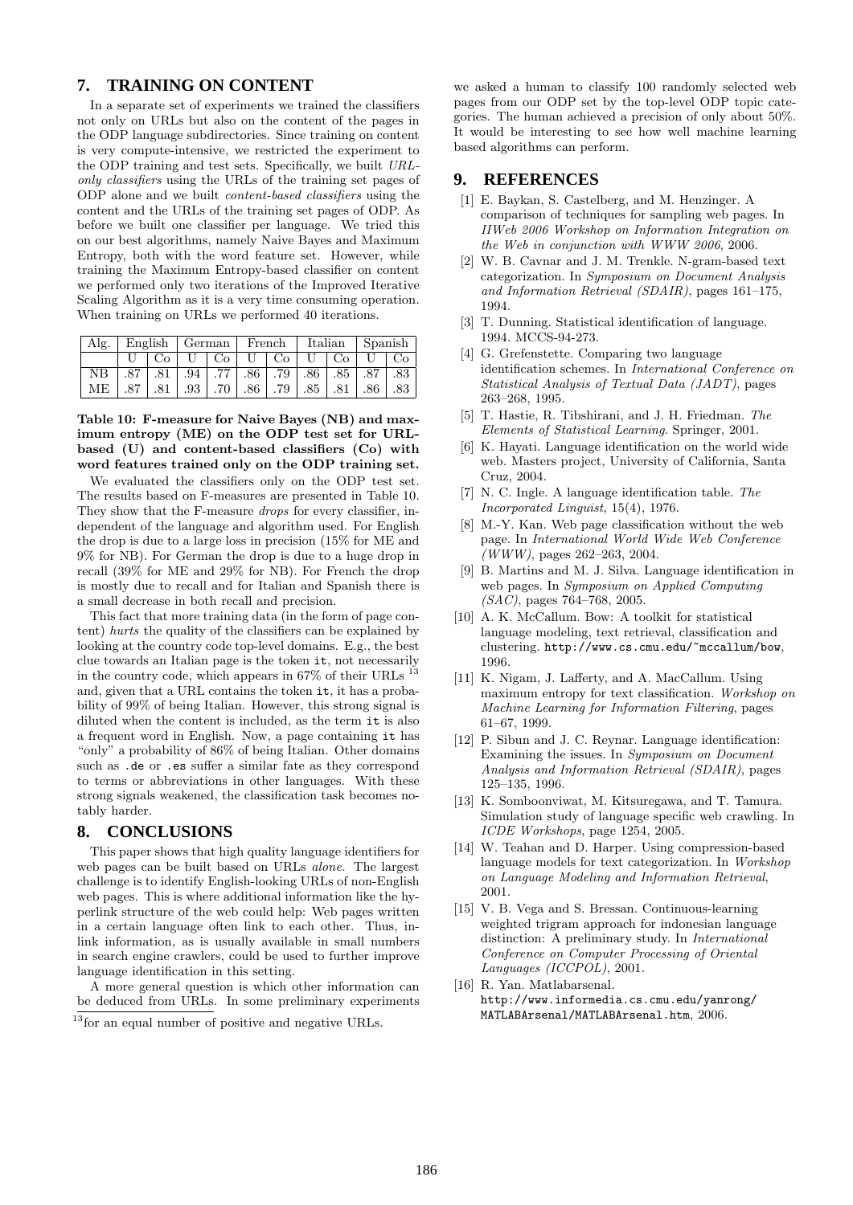## 7. TRAINING ON CONTENT

In a separate set of experiments we trained the classifiers not only on URLs but also on the content of the pages in the ODP language subdirectories. Since training on content is very compute-intensive, we restricted the experiment to the ODP training and test sets. Specifically, we built *URL-only classifiers* using the URLs of the training set pages of ODP alone and we built *content-based classifiers* using the content and the URLs of the training set pages of ODP. As before we built one classifier per language. We tried this on our best algorithms, namely Naive Bayes and Maximum Entropy, both with the word feature set. However, while training the Maximum Entropy-based classifier on content we performed only two iterations of the Improved Iterative Scaling Algorithm as it is a very time consuming operation. When training on URLs we performed 40 iterations.

| Alg. | English | | German | | French | | Italian | | Spanish | |
|---|---|---|---|---|---|---|---|---|---|---|
| | U | Co | U | Co | U | Co | U | Co | U | Co |
| NB | .87 | .81 | .94 | .77 | .86 | .79 | .86 | .85 | .87 | .83 |
| ME | .87 | .81 | .93 | .70 | .86 | .79 | .85 | .81 | .86 | .83 |

**Table 10: F-measure for Naive Bayes (NB) and maximum entropy (ME) on the ODP test set for URL-based (U) and content-based classifiers (Co) with word features trained only on the ODP training set.**

We evaluated the classifiers only on the ODP test set. The results based on F-measures are presented in Table 10. They show that the F-measure *drops* for every classifier, independent of the language and algorithm used. For English the drop is due to a large loss in precision (15% for ME and 9% for NB). For German the drop is due to a huge drop in recall (39% for ME and 29% for NB). For French the drop is mostly due to recall and for Italian and Spanish there is a small decrease in both recall and precision.

This fact that more training data (in the form of page content) *hurts* the quality of the classifiers can be explained by looking at the country code top-level domains. E.g., the best clue towards an Italian page is the token `it`, not necessarily in the country code, which appears in 67% of their URLs [13] and, given that a URL contains the token `it`, it has a probability of 99% of being Italian. However, this strong signal is diluted when the content is included, as the term `it` is also a frequent word in English. Now, a page containing `it` has "only" a probability of 86% of being Italian. Other domains such as `.de` or `.es` suffer a similar fate as they correspond to terms or abbreviations in other languages. With these strong signals weakened, the classification task becomes notably harder.

## 8. CONCLUSIONS

This paper shows that high quality language identifiers for web pages can be built based on URLs *alone*. The largest challenge is to identify English-looking URLs of non-English web pages. This is where additional information like the hyperlink structure of the web could help: Web pages written in a certain language often link to each other. Thus, inlink information, as is usually available in small numbers in search engine crawlers, could be used to further improve language identification in this setting.

A more general question is which other information can be deduced from URLs. In some preliminary experiments we asked a human to classify 100 randomly selected web pages from our ODP set by the top-level ODP topic categories. The human achieved a precision of only about 50%. It would be interesting to see how well machine learning based algorithms can perform.

[13]for an equal number of positive and negative URLs.

## 9. REFERENCES

[1] E. Baykan, S. Castelberg, and M. Henzinger. A comparison of techniques for sampling web pages. In *IIWeb 2006 Workshop on Information Integration on the Web in conjunction with WWW 2006*, 2006.

[2] W. B. Cavnar and J. M. Trenkle. N-gram-based text categorization. In *Symposium on Document Analysis and Information Retrieval (SDAIR)*, pages 161–175, 1994.

[3] T. Dunning. Statistical identification of language. 1994. MCCS-94-273.

[4] G. Grefenstette. Comparing two language identification schemes. In *International Conference on Statistical Analysis of Textual Data (JADT)*, pages 263–268, 1995.

[5] T. Hastie, R. Tibshirani, and J. H. Friedman. *The Elements of Statistical Learning*. Springer, 2001.

[6] K. Hayati. Language identification on the world wide web. Masters project, University of California, Santa Cruz, 2004.

[7] N. C. Ingle. A language identification table. *The Incorporated Linguist*, 15(4), 1976.

[8] M.-Y. Kan. Web page classification without the web page. In *International World Wide Web Conference (WWW)*, pages 262–263, 2004.

[9] B. Martins and M. J. Silva. Language identification in web pages. In *Symposium on Applied Computing (SAC)*, pages 764–768, 2005.

[10] A. K. McCallum. Bow: A toolkit for statistical language modeling, text retrieval, classification and clustering. `http://www.cs.cmu.edu/~mccallum/bow`, 1996.

[11] K. Nigam, J. Lafferty, and A. MacCallum. Using maximum entropy for text classification. *Workshop on Machine Learning for Information Filtering*, pages 61–67, 1999.

[12] P. Sibun and J. C. Reynar. Language identification: Examining the issues. In *Symposium on Document Analysis and Information Retrieval (SDAIR)*, pages 125–135, 1996.

[13] K. Somboonviwat, M. Kitsuregawa, and T. Tamura. Simulation study of language specific web crawling. In *ICDE Workshops*, page 1254, 2005.

[14] W. Teahan and D. Harper. Using compression-based language models for text categorization. In *Workshop on Language Modeling and Information Retrieval*, 2001.

[15] V. B. Vega and S. Bressan. Continuous-learning weighted trigram approach for indonesian language distinction: A preliminary study. In *International Conference on Computer Processing of Oriental Languages (ICCPOL)*, 2001.

[16] R. Yan. Matlabarsenal. `http://www.informedia.cs.cmu.edu/yanrong/MATLABArsenal/MATLABArsenal.htm`, 2006.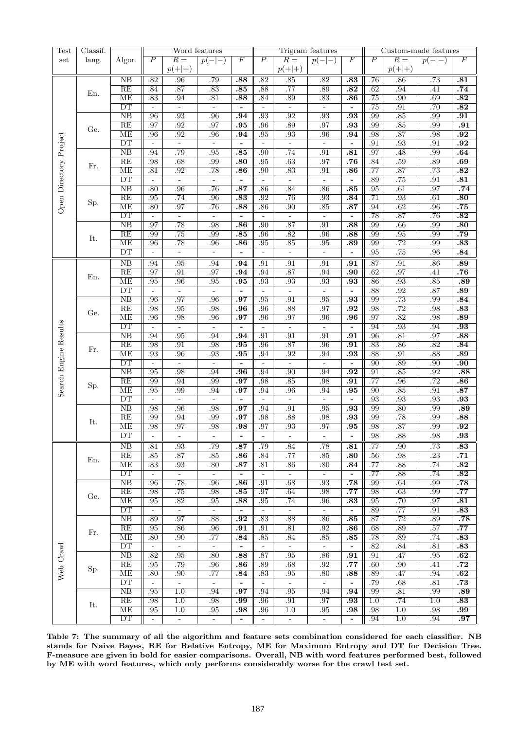| Test set | Classif. lang. | Algor. | Word features | | | | Trigram features | | | | Custom-made features | | | |
|---|---|---|---|---|---|---|---|---|---|---|---|---|---|---|
| | | | $P$ | $R = p(+\|+)$ | $p(-\|-)$ | $F$ | $P$ | $R = p(+\|+)$ | $p(-\|-)$ | $F$ | $P$ | $R = p(+\|+)$ | $p(-\|-)$ | $F$ |
| Open Directory Project | En. | NB | .82 | .96 | .79 | **.88** | .82 | .85 | .82 | **.83** | .76 | .86 | .73 | **.81** |
| | | RE | .84 | .87 | .83 | **.85** | .88 | .77 | .89 | **.82** | .62 | .94 | .41 | **.74** |
| | | ME | .83 | .94 | .81 | **.88** | .84 | .89 | .83 | **.86** | .75 | .90 | .69 | **.82** |
| | | DT | - | - | - | **-** | - | - | - | **-** | .75 | .91 | .70 | **.82** |
| | Ge. | NB | .96 | .93 | .96 | **.94** | .93 | .92 | .93 | **.93** | .99 | .85 | .99 | **.91** |
| | | RE | .97 | .92 | .97 | **.95** | .96 | .89 | .97 | **.93** | .99 | .85 | .99 | **.91** |
| | | ME | .96 | .92 | .96 | **.94** | .95 | .93 | .96 | **.94** | .98 | .87 | .98 | **.92** |
| | | DT | - | - | - | **-** | - | - | - | **-** | .91 | .93 | .91 | **.92** |
| | Fr. | NB | .94 | .79 | .95 | **.85** | .90 | .74 | .91 | **.81** | .97 | .48 | .99 | **.64** |
| | | RE | .98 | .68 | .99 | **.80** | .95 | .63 | .97 | **.76** | .84 | .59 | .89 | **.69** |
| | | ME | .81 | .92 | .78 | **.86** | .90 | .83 | .91 | **.86** | .77 | .87 | .73 | **.82** |
| | | DT | - | - | - | **-** | - | - | - | **-** | .89 | .75 | .91 | **.81** |
| | Sp. | NB | .80 | .96 | .76 | **.87** | .86 | .84 | .86 | **.85** | .95 | .61 | .97 | **.74** |
| | | RE | .95 | .74 | .96 | **.83** | .92 | .76 | .93 | **.84** | .71 | .93 | .61 | **.80** |
| | | ME | .80 | .97 | .76 | **.88** | .86 | .90 | .85 | **.87** | .94 | .62 | .96 | **.75** |
| | | DT | - | - | - | **-** | - | - | - | **-** | .78 | .87 | .76 | **.82** |
| | It. | NB | .97 | .78 | .98 | **.86** | .90 | .87 | .91 | **.88** | .99 | .66 | .99 | **.80** |
| | | RE | .99 | .75 | .99 | **.85** | .96 | .82 | .96 | **.88** | .99 | .95 | .99 | **.79** |
| | | ME | .96 | .78 | .96 | **.86** | .95 | .85 | .95 | **.89** | .99 | .72 | .99 | **.83** |
| | | DT | - | - | - | **-** | - | - | - | **-** | .95 | .75 | .96 | **.84** |
| Search Engine Results | En. | NB | .94 | .95 | .94 | **.94** | .91 | .91 | .91 | **.91** | .87 | .91 | .86 | **.89** |
| | | RE | .97 | .91 | .97 | **.94** | .94 | .87 | .94 | **.90** | .62 | .97 | .41 | **.76** |
| | | ME | .95 | .96 | .95 | **.95** | .93 | .93 | .93 | **.93** | .86 | .93 | .85 | **.89** |
| | | DT | - | - | - | **-** | - | - | - | **-** | .88 | .92 | .87 | **.89** |
| | Ge. | NB | .96 | .97 | .96 | **.97** | .95 | .91 | .95 | **.93** | .99 | .73 | .99 | **.84** |
| | | RE | .98 | .95 | .98 | **.96** | .96 | .88 | .97 | **.92** | .98 | .72 | .98 | **.83** |
| | | ME | .96 | .98 | .96 | **.97** | .96 | .97 | .96 | **.96** | .97 | .82 | .98 | **.89** |
| | | DT | - | - | - | **-** | - | - | - | **-** | .94 | .93 | .94 | **.93** |
| | Fr. | NB | .94 | .95 | .94 | **.94** | .91 | .91 | .91 | **.91** | .96 | .81 | .97 | **.88** |
| | | RE | .98 | .91 | .98 | **.95** | .96 | .87 | .96 | **.91** | .83 | .86 | .82 | **.84** |
| | | ME | .93 | .96 | .93 | **.95** | .94 | .92 | .94 | **.93** | .88 | .91 | .88 | **.89** |
| | | DT | - | - | - | **-** | - | - | - | **-** | .90 | .89 | .90 | **.90** |
| | Sp. | NB | .95 | .98 | .94 | **.96** | .94 | .90 | .94 | **.92** | .91 | .85 | .92 | **.88** |
| | | RE | .99 | .94 | .99 | **.97** | .98 | .85 | .98 | **.91** | .77 | .96 | .72 | **.86** |
| | | ME | .95 | .99 | .94 | **.97** | .94 | .96 | .94 | **.95** | .90 | .85 | .91 | **.87** |
| | | DT | - | - | - | **-** | - | - | - | **-** | .93 | .93 | .93 | **.93** |
| | It. | NB | .98 | .96 | .98 | **.97** | .94 | .91 | .95 | **.93** | .99 | .80 | .99 | **.89** |
| | | RE | .99 | .94 | .99 | **.97** | .98 | .88 | .98 | **.93** | .99 | .78 | .99 | **.88** |
| | | ME | .98 | .97 | .98 | **.98** | .97 | .93 | .97 | **.95** | .98 | .87 | .99 | **.92** |
| | | DT | - | - | - | **-** | - | - | - | **-** | .98 | .88 | .98 | **.93** |
| Web Crawl | En. | NB | .81 | .93 | .79 | **.87** | .79 | .84 | .78 | **.81** | .77 | .90 | .73 | **.83** |
| | | RE | .85 | .87 | .85 | **.86** | .84 | .77 | .85 | **.80** | .56 | .98 | .23 | **.71** |
| | | ME | .83 | .93 | .80 | **.87** | .81 | .86 | .80 | **.84** | .77 | .88 | .74 | **.82** |
| | | DT | - | - | - | **-** | - | - | - | **-** | .77 | .88 | .74 | **.82** |
| | Ge. | NB | .96 | .78 | .96 | **.86** | .91 | .68 | .93 | **.78** | .99 | .64 | .99 | **.78** |
| | | RE | .98 | .75 | .98 | **.85** | .97 | .64 | .98 | **.77** | .98 | .63 | .99 | **.77** |
| | | ME | .95 | .82 | .95 | **.88** | .95 | .74 | .96 | **.83** | .95 | .70 | .97 | **.81** |
| | | DT | - | - | - | **-** | - | - | - | **-** | .89 | .77 | .91 | **.83** |
| | Fr. | NB | .89 | .97 | .88 | **.92** | .83 | .88 | .86 | **.85** | .87 | .72 | .89 | **.78** |
| | | RE | .95 | .86 | .96 | **.91** | .91 | .81 | .92 | **.86** | .68 | .89 | .57 | **.77** |
| | | ME | .80 | .90 | .77 | **.84** | .85 | .84 | .85 | **.85** | .78 | .89 | .74 | **.83** |
| | | DT | - | - | - | **-** | - | - | - | **-** | .82 | .84 | .81 | **.83** |
| | Sp. | NB | .82 | .95 | .80 | **.88** | .87 | .95 | .86 | **.91** | .91 | .47 | .95 | **.62** |
| | | RE | .95 | .79 | .96 | **.86** | .89 | .68 | .92 | **.77** | .60 | .90 | .41 | **.72** |
| | | ME | .80 | .90 | .77 | **.84** | .83 | .95 | .80 | **.88** | .89 | .47 | .94 | **.62** |
| | | DT | - | - | - | **-** | - | - | - | **-** | .79 | .68 | .81 | **.73** |
| | It. | NB | .95 | 1.0 | .94 | **.97** | .94 | .95 | .94 | **.94** | .99 | .81 | .99 | **.89** |
| | | RE | .98 | 1.0 | .98 | **.99** | .96 | .91 | .97 | **.93** | 1.0 | .74 | 1.0 | **.83** |
| | | ME | .95 | 1.0 | .95 | **.98** | .96 | 1.0 | .95 | **.98** | .98 | 1.0 | .98 | **.99** |
| | | DT | - | - | - | **-** | - | - | - | **-** | .94 | 1.0 | .94 | **.97** |

**Table 7: The summary of all the algorithm and feature sets combination considered for each classifier. NB stands for Naive Bayes, RE for Relative Entropy, ME for Maximum Entropy and DT for Decision Tree. F-measure are given in bold for easier comparisons. Overall, NB with word features performed best, followed by ME with word features, which only performs considerably worse for the crawl test set.**